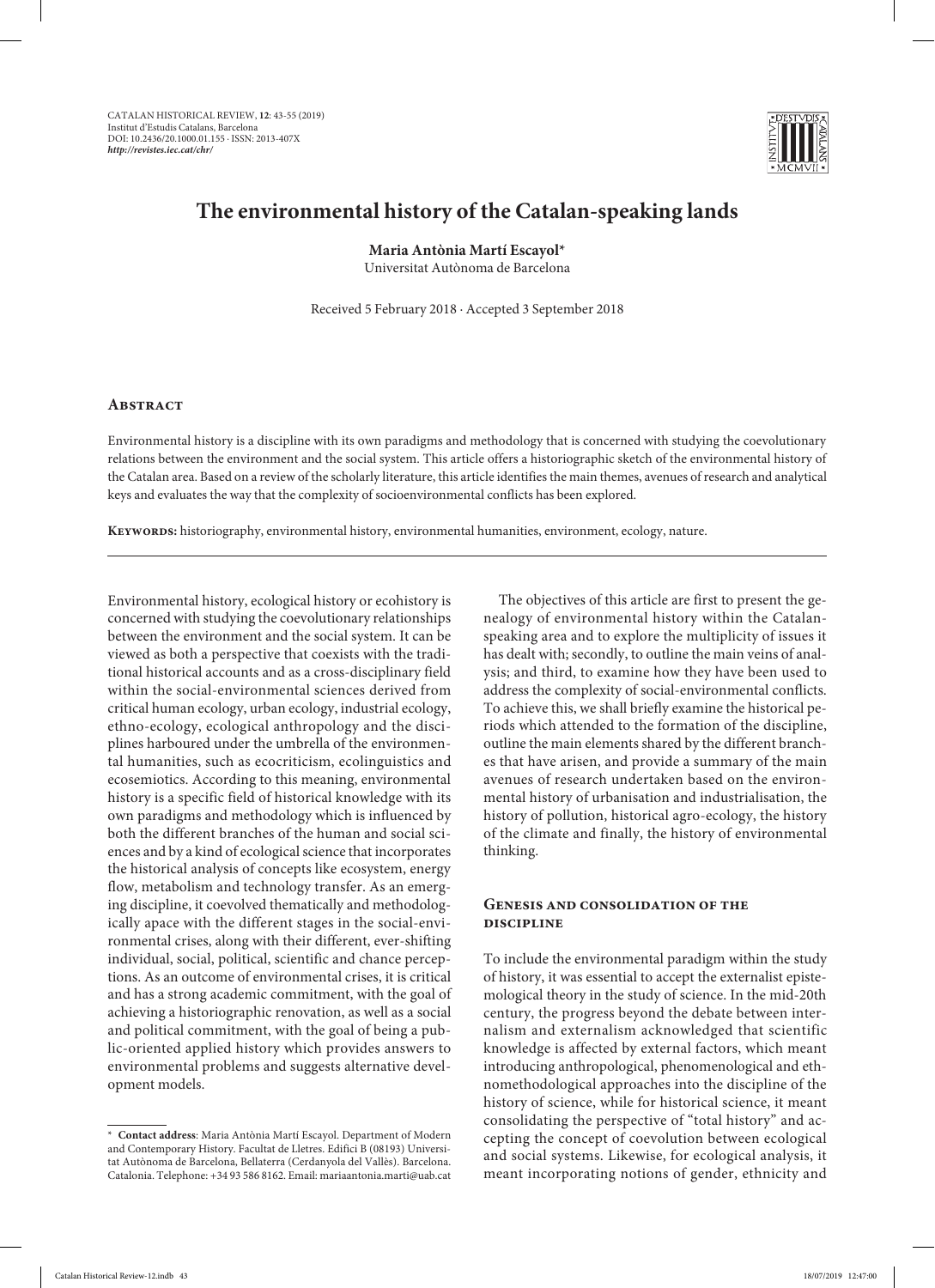# The environmental history of the Catalan-speaking lands

**Maria Antònia Martí Escayol***
Universitat Autònoma de Barcelona

Received 5 February 2018 · Accepted 3 September 2018

## Abstract

Environmental history is a discipline with its own paradigms and methodology that is concerned with studying the coevolutionary relations between the environment and the social system. This article offers a historiographic sketch of the environmental history of the Catalan area. Based on a review of the scholarly literature, this article identifies the main themes, avenues of research and analytical keys and evaluates the way that the complexity of socioenvironmental conflicts has been explored.

**Keywords:** historiography, environmental history, environmental humanities, environment, ecology, nature.

Environmental history, ecological history or ecohistory is concerned with studying the coevolutionary relationships between the environment and the social system. It can be viewed as both a perspective that coexists with the traditional historical accounts and as a cross-disciplinary field within the social-environmental sciences derived from critical human ecology, urban ecology, industrial ecology, ethno-ecology, ecological anthropology and the disciplines harboured under the umbrella of the environmental humanities, such as ecocriticism, ecolinguistics and ecosemiotics. According to this meaning, environmental history is a specific field of historical knowledge with its own paradigms and methodology which is influenced by both the different branches of the human and social sciences and by a kind of ecological science that incorporates the historical analysis of concepts like ecosystem, energy flow, metabolism and technology transfer. As an emerging discipline, it coevolved thematically and methodologically apace with the different stages in the social-environmental crises, along with their different, ever-shifting individual, social, political, scientific and chance perceptions. As an outcome of environmental crises, it is critical and has a strong academic commitment, with the goal of achieving a historiographic renovation, as well as a social and political commitment, with the goal of being a public-oriented applied history which provides answers to environmental problems and suggests alternative development models.

The objectives of this article are first to present the genealogy of environmental history within the Catalan-speaking area and to explore the multiplicity of issues it has dealt with; secondly, to outline the main veins of analysis; and third, to examine how they have been used to address the complexity of social-environmental conflicts. To achieve this, we shall briefly examine the historical periods which attended to the formation of the discipline, outline the main elements shared by the different branches that have arisen, and provide a summary of the main avenues of research undertaken based on the environmental history of urbanisation and industrialisation, the history of pollution, historical agro-ecology, the history of the climate and finally, the history of environmental thinking.

## Genesis and consolidation of the discipline

To include the environmental paradigm within the study of history, it was essential to accept the externalist epistemological theory in the study of science. In the mid-20th century, the progress beyond the debate between internalism and externalism acknowledged that scientific knowledge is affected by external factors, which meant introducing anthropological, phenomenological and ethnomethodological approaches into the discipline of the history of science, while for historical science, it meant consolidating the perspective of "total history" and accepting the concept of coevolution between ecological and social systems. Likewise, for ecological analysis, it meant incorporating notions of gender, ethnicity and

* **Contact address**: Maria Antònia Martí Escayol. Department of Modern and Contemporary History. Facultat de Lletres. Edifici B (08193) Universitat Autònoma de Barcelona, Bellaterra (Cerdanyola del Vallès). Barcelona. Catalonia. Telephone: +34 93 586 8162. Email: mariaantonia.marti@uab.cat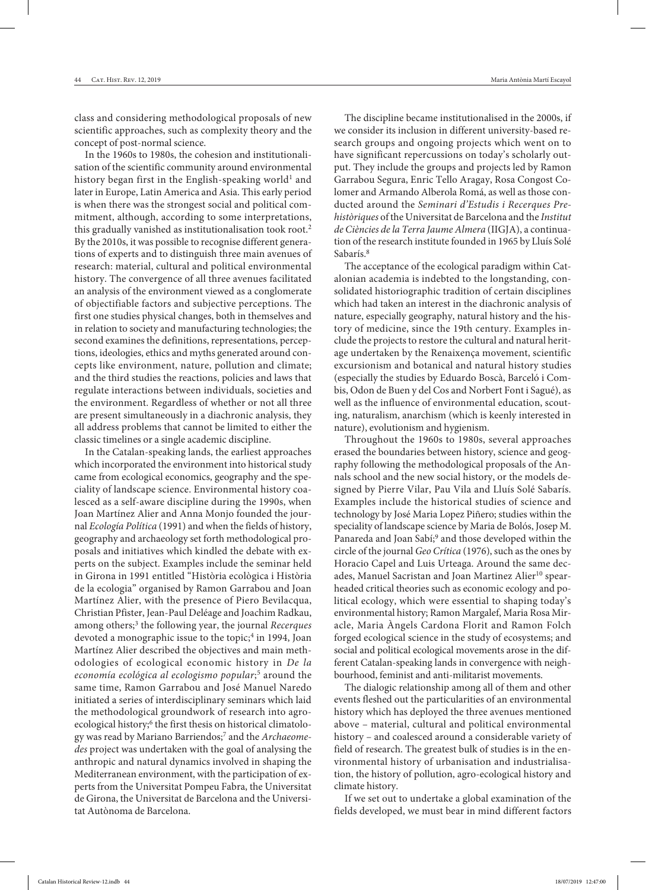class and considering methodological proposals of new scientific approaches, such as complexity theory and the concept of post-normal science.

In the 1960s to 1980s, the cohesion and institutionalisation of the scientific community around environmental history began first in the English-speaking world[1] and later in Europe, Latin America and Asia. This early period is when there was the strongest social and political commitment, although, according to some interpretations, this gradually vanished as institutionalisation took root.[2] By the 2010s, it was possible to recognise different generations of experts and to distinguish three main avenues of research: material, cultural and political environmental history. The convergence of all three avenues facilitated an analysis of the environment viewed as a conglomerate of objectifiable factors and subjective perceptions. The first one studies physical changes, both in themselves and in relation to society and manufacturing technologies; the second examines the definitions, representations, perceptions, ideologies, ethics and myths generated around concepts like environment, nature, pollution and climate; and the third studies the reactions, policies and laws that regulate interactions between individuals, societies and the environment. Regardless of whether or not all three are present simultaneously in a diachronic analysis, they all address problems that cannot be limited to either the classic timelines or a single academic discipline.

In the Catalan-speaking lands, the earliest approaches which incorporated the environment into historical study came from ecological economics, geography and the speciality of landscape science. Environmental history coalesced as a self-aware discipline during the 1990s, when Joan Martínez Alier and Anna Monjo founded the journal *Ecología Política* (1991) and when the fields of history, geography and archaeology set forth methodological proposals and initiatives which kindled the debate with experts on the subject. Examples include the seminar held in Girona in 1991 entitled "Història ecològica i Història de la ecologia" organised by Ramon Garrabou and Joan Martínez Alier, with the presence of Piero Bevilacqua, Christian Pfister, Jean-Paul Deléage and Joachim Radkau, among others;[3] the following year, the journal *Recerques* devoted a monographic issue to the topic;[4] in 1994, Joan Martínez Alier described the objectives and main methodologies of ecological economic history in *De la economía ecológica al ecologismo popular*;[5] around the same time, Ramon Garrabou and José Manuel Naredo initiated a series of interdisciplinary seminars which laid the methodological groundwork of research into agroecological history;[6] the first thesis on historical climatology was read by Mariano Barriendos;[7] and the *Archaeomedes* project was undertaken with the goal of analysing the anthropic and natural dynamics involved in shaping the Mediterranean environment, with the participation of experts from the Universitat Pompeu Fabra, the Universitat de Girona, the Universitat de Barcelona and the Universitat Autònoma de Barcelona.

The discipline became institutionalised in the 2000s, if we consider its inclusion in different university-based research groups and ongoing projects which went on to have significant repercussions on today's scholarly output. They include the groups and projects led by Ramon Garrabou Segura, Enric Tello Aragay, Rosa Congost Colomer and Armando Alberola Romá, as well as those conducted around the *Seminari d'Estudis i Recerques Prehistòriques* of the Universitat de Barcelona and the *Institut de Ciències de la Terra Jaume Almera* (IIGJA), a continuation of the research institute founded in 1965 by Lluís Solé Sabarís.[8]

The acceptance of the ecological paradigm within Catalonian academia is indebted to the longstanding, consolidated historiographic tradition of certain disciplines which had taken an interest in the diachronic analysis of nature, especially geography, natural history and the history of medicine, since the 19th century. Examples include the projects to restore the cultural and natural heritage undertaken by the Renaixença movement, scientific excursionism and botanical and natural history studies (especially the studies by Eduardo Boscà, Barceló i Combis, Odon de Buen y del Cos and Norbert Font i Sagué), as well as the influence of environmental education, scouting, naturalism, anarchism (which is keenly interested in nature), evolutionism and hygienism.

Throughout the 1960s to 1980s, several approaches erased the boundaries between history, science and geography following the methodological proposals of the Annals school and the new social history, or the models designed by Pierre Vilar, Pau Vila and Lluís Solé Sabarís. Examples include the historical studies of science and technology by José Maria Lopez Piñero; studies within the speciality of landscape science by Maria de Bolós, Josep M. Panareda and Joan Sabí;[9] and those developed within the circle of the journal *Geo Crítica* (1976), such as the ones by Horacio Capel and Luis Urteaga. Around the same decades, Manuel Sacristan and Joan Martinez Alier[10] spearheaded critical theories such as economic ecology and political ecology, which were essential to shaping today's environmental history; Ramon Margalef, Maria Rosa Miracle, Maria Àngels Cardona Florit and Ramon Folch forged ecological science in the study of ecosystems; and social and political ecological movements arose in the different Catalan-speaking lands in convergence with neighbourhood, feminist and anti-militarist movements.

The dialogic relationship among all of them and other events fleshed out the particularities of an environmental history which has deployed the three avenues mentioned above – material, cultural and political environmental history – and coalesced around a considerable variety of field of research. The greatest bulk of studies is in the environmental history of urbanisation and industrialisation, the history of pollution, agro-ecological history and climate history.

If we set out to undertake a global examination of the fields developed, we must bear in mind different factors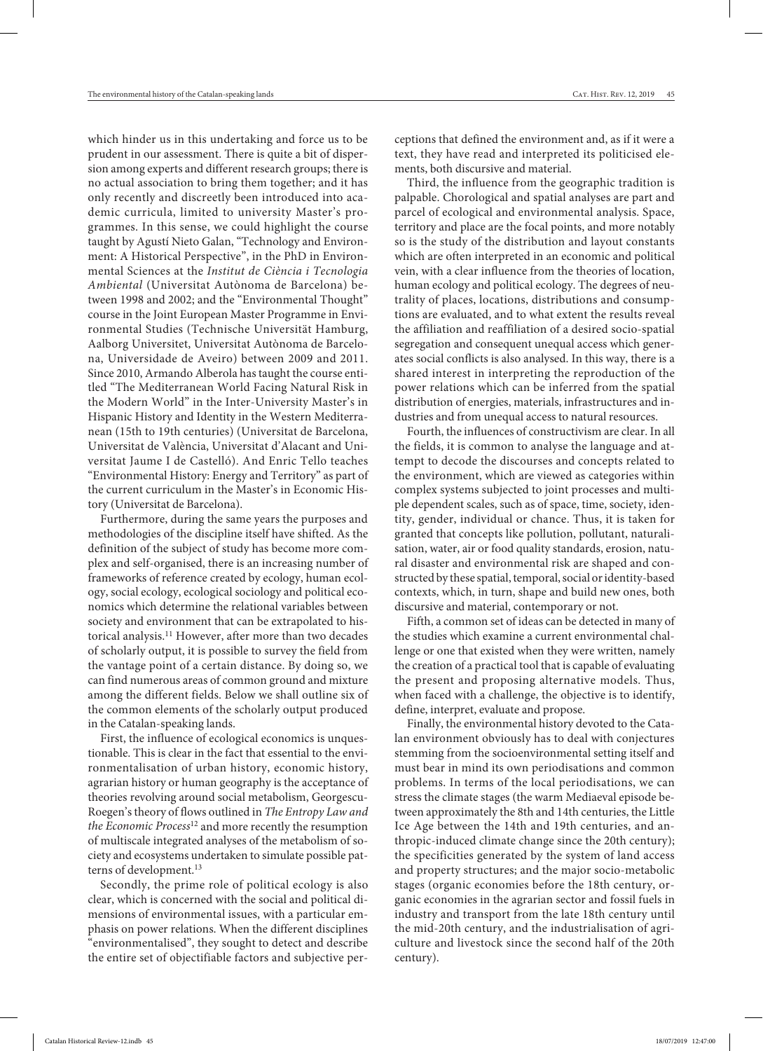which hinder us in this undertaking and force us to be prudent in our assessment. There is quite a bit of dispersion among experts and different research groups; there is no actual association to bring them together; and it has only recently and discreetly been introduced into academic curricula, limited to university Master's programmes. In this sense, we could highlight the course taught by Agustí Nieto Galan, "Technology and Environment: A Historical Perspective", in the PhD in Environmental Sciences at the *Institut de Ciència i Tecnologia Ambiental* (Universitat Autònoma de Barcelona) between 1998 and 2002; and the "Environmental Thought" course in the Joint European Master Programme in Environmental Studies (Technische Universität Hamburg, Aalborg Universitet, Universitat Autònoma de Barcelona, Universidade de Aveiro) between 2009 and 2011. Since 2010, Armando Alberola has taught the course entitled "The Mediterranean World Facing Natural Risk in the Modern World" in the Inter-University Master's in Hispanic History and Identity in the Western Mediterranean (15th to 19th centuries) (Universitat de Barcelona, Universitat de València, Universitat d'Alacant and Universitat Jaume I de Castelló). And Enric Tello teaches "Environmental History: Energy and Territory" as part of the current curriculum in the Master's in Economic History (Universitat de Barcelona).

Furthermore, during the same years the purposes and methodologies of the discipline itself have shifted. As the definition of the subject of study has become more complex and self-organised, there is an increasing number of frameworks of reference created by ecology, human ecology, social ecology, ecological sociology and political economics which determine the relational variables between society and environment that can be extrapolated to historical analysis.[11] However, after more than two decades of scholarly output, it is possible to survey the field from the vantage point of a certain distance. By doing so, we can find numerous areas of common ground and mixture among the different fields. Below we shall outline six of the common elements of the scholarly output produced in the Catalan-speaking lands.

First, the influence of ecological economics is unquestionable. This is clear in the fact that essential to the environmentalisation of urban history, economic history, agrarian history or human geography is the acceptance of theories revolving around social metabolism, Georgescu-Roegen's theory of flows outlined in *The Entropy Law and the Economic Process*[12] and more recently the resumption of multiscale integrated analyses of the metabolism of society and ecosystems undertaken to simulate possible patterns of development.[13]

Secondly, the prime role of political ecology is also clear, which is concerned with the social and political dimensions of environmental issues, with a particular emphasis on power relations. When the different disciplines "environmentalised", they sought to detect and describe the entire set of objectifiable factors and subjective perceptions that defined the environment and, as if it were a text, they have read and interpreted its politicised elements, both discursive and material.

Third, the influence from the geographic tradition is palpable. Chorological and spatial analyses are part and parcel of ecological and environmental analysis. Space, territory and place are the focal points, and more notably so is the study of the distribution and layout constants which are often interpreted in an economic and political vein, with a clear influence from the theories of location, human ecology and political ecology. The degrees of neutrality of places, locations, distributions and consumptions are evaluated, and to what extent the results reveal the affiliation and reaffiliation of a desired socio-spatial segregation and consequent unequal access which generates social conflicts is also analysed. In this way, there is a shared interest in interpreting the reproduction of the power relations which can be inferred from the spatial distribution of energies, materials, infrastructures and industries and from unequal access to natural resources.

Fourth, the influences of constructivism are clear. In all the fields, it is common to analyse the language and attempt to decode the discourses and concepts related to the environment, which are viewed as categories within complex systems subjected to joint processes and multiple dependent scales, such as of space, time, society, identity, gender, individual or chance. Thus, it is taken for granted that concepts like pollution, pollutant, naturalisation, water, air or food quality standards, erosion, natural disaster and environmental risk are shaped and constructed by these spatial, temporal, social or identity-based contexts, which, in turn, shape and build new ones, both discursive and material, contemporary or not.

Fifth, a common set of ideas can be detected in many of the studies which examine a current environmental challenge or one that existed when they were written, namely the creation of a practical tool that is capable of evaluating the present and proposing alternative models. Thus, when faced with a challenge, the objective is to identify, define, interpret, evaluate and propose.

Finally, the environmental history devoted to the Catalan environment obviously has to deal with conjectures stemming from the socioenvironmental setting itself and must bear in mind its own periodisations and common problems. In terms of the local periodisations, we can stress the climate stages (the warm Mediaeval episode between approximately the 8th and 14th centuries, the Little Ice Age between the 14th and 19th centuries, and anthropic-induced climate change since the 20th century); the specificities generated by the system of land access and property structures; and the major socio-metabolic stages (organic economies before the 18th century, organic economies in the agrarian sector and fossil fuels in industry and transport from the late 18th century until the mid-20th century, and the industrialisation of agriculture and livestock since the second half of the 20th century).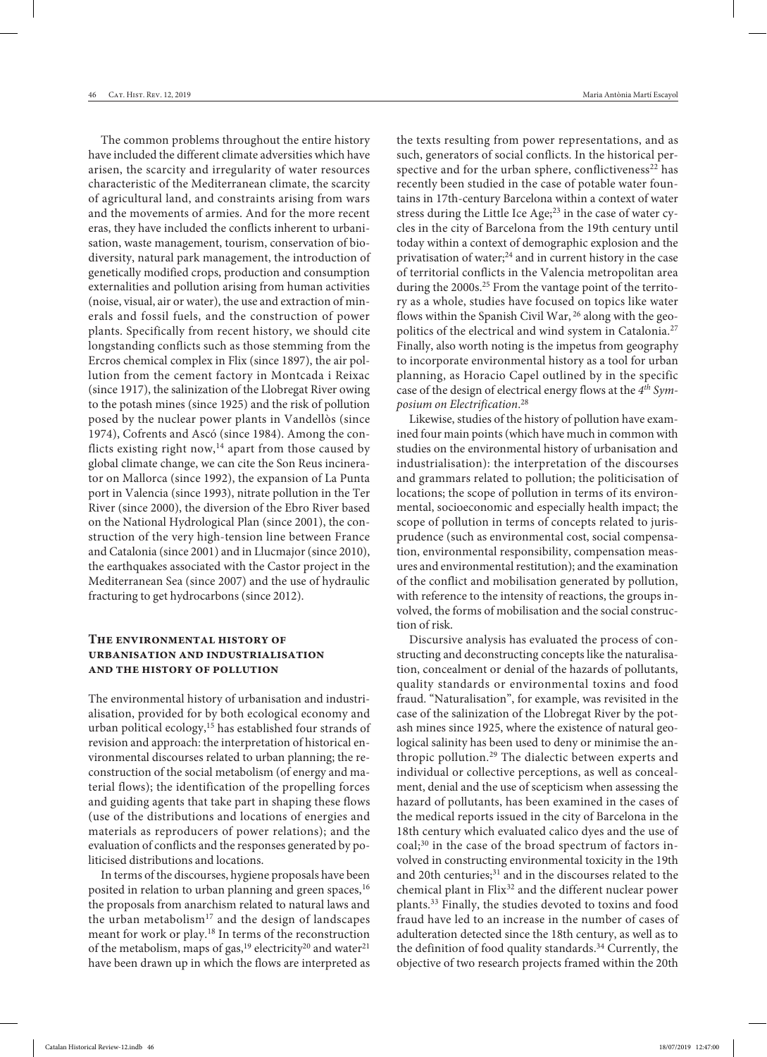The common problems throughout the entire history have included the different climate adversities which have arisen, the scarcity and irregularity of water resources characteristic of the Mediterranean climate, the scarcity of agricultural land, and constraints arising from wars and the movements of armies. And for the more recent eras, they have included the conflicts inherent to urbanisation, waste management, tourism, conservation of biodiversity, natural park management, the introduction of genetically modified crops, production and consumption externalities and pollution arising from human activities (noise, visual, air or water), the use and extraction of minerals and fossil fuels, and the construction of power plants. Specifically from recent history, we should cite longstanding conflicts such as those stemming from the Ercros chemical complex in Flix (since 1897), the air pollution from the cement factory in Montcada i Reixac (since 1917), the salinization of the Llobregat River owing to the potash mines (since 1925) and the risk of pollution posed by the nuclear power plants in Vandellòs (since 1974), Cofrents and Ascó (since 1984). Among the conflicts existing right now,[14] apart from those caused by global climate change, we can cite the Son Reus incinerator on Mallorca (since 1992), the expansion of La Punta port in Valencia (since 1993), nitrate pollution in the Ter River (since 2000), the diversion of the Ebro River based on the National Hydrological Plan (since 2001), the construction of the very high-tension line between France and Catalonia (since 2001) and in Llucmajor (since 2010), the earthquakes associated with the Castor project in the Mediterranean Sea (since 2007) and the use of hydraulic fracturing to get hydrocarbons (since 2012).

## The environmental history of urbanisation and industrialisation and the history of pollution

The environmental history of urbanisation and industrialisation, provided for by both ecological economy and urban political ecology,[15] has established four strands of revision and approach: the interpretation of historical environmental discourses related to urban planning; the reconstruction of the social metabolism (of energy and material flows); the identification of the propelling forces and guiding agents that take part in shaping these flows (use of the distributions and locations of energies and materials as reproducers of power relations); and the evaluation of conflicts and the responses generated by politicised distributions and locations.

In terms of the discourses, hygiene proposals have been posited in relation to urban planning and green spaces,[16] the proposals from anarchism related to natural laws and the urban metabolism[17] and the design of landscapes meant for work or play.[18] In terms of the reconstruction of the metabolism, maps of gas,[19] electricity[20] and water[21] have been drawn up in which the flows are interpreted as the texts resulting from power representations, and as such, generators of social conflicts. In the historical perspective and for the urban sphere, conflictiveness[22] has recently been studied in the case of potable water fountains in 17th-century Barcelona within a context of water stress during the Little Ice Age;[23] in the case of water cycles in the city of Barcelona from the 19th century until today within a context of demographic explosion and the privatisation of water;[24] and in current history in the case of territorial conflicts in the Valencia metropolitan area during the 2000s.[25] From the vantage point of the territory as a whole, studies have focused on topics like water flows within the Spanish Civil War,[26] along with the geopolitics of the electrical and wind system in Catalonia.[27] Finally, also worth noting is the impetus from geography to incorporate environmental history as a tool for urban planning, as Horacio Capel outlined by in the specific case of the design of electrical energy flows at the *4th Symposium on Electrification*.[28]

Likewise, studies of the history of pollution have examined four main points (which have much in common with studies on the environmental history of urbanisation and industrialisation): the interpretation of the discourses and grammars related to pollution; the politicisation of locations; the scope of pollution in terms of its environmental, socioeconomic and especially health impact; the scope of pollution in terms of concepts related to jurisprudence (such as environmental cost, social compensation, environmental responsibility, compensation measures and environmental restitution); and the examination of the conflict and mobilisation generated by pollution, with reference to the intensity of reactions, the groups involved, the forms of mobilisation and the social construction of risk.

Discursive analysis has evaluated the process of constructing and deconstructing concepts like the naturalisation, concealment or denial of the hazards of pollutants, quality standards or environmental toxins and food fraud. "Naturalisation", for example, was revisited in the case of the salinization of the Llobregat River by the potash mines since 1925, where the existence of natural geological salinity has been used to deny or minimise the anthropic pollution.[29] The dialectic between experts and individual or collective perceptions, as well as concealment, denial and the use of scepticism when assessing the hazard of pollutants, has been examined in the cases of the medical reports issued in the city of Barcelona in the 18th century which evaluated calico dyes and the use of coal;[30] in the case of the broad spectrum of factors involved in constructing environmental toxicity in the 19th and 20th centuries;[31] and in the discourses related to the chemical plant in Flix[32] and the different nuclear power plants.[33] Finally, the studies devoted to toxins and food fraud have led to an increase in the number of cases of adulteration detected since the 18th century, as well as to the definition of food quality standards.[34] Currently, the objective of two research projects framed within the 20th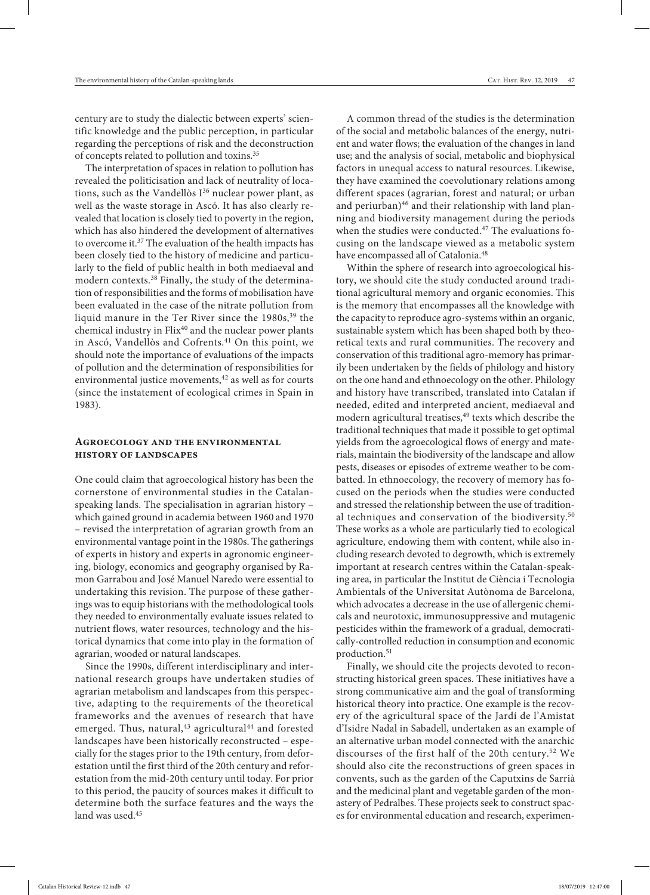century are to study the dialectic between experts' scientific knowledge and the public perception, in particular regarding the perceptions of risk and the deconstruction of concepts related to pollution and toxins.[35]

The interpretation of spaces in relation to pollution has revealed the politicisation and lack of neutrality of locations, such as the Vandellòs I[36] nuclear power plant, as well as the waste storage in Ascó. It has also clearly revealed that location is closely tied to poverty in the region, which has also hindered the development of alternatives to overcome it.[37] The evaluation of the health impacts has been closely tied to the history of medicine and particularly to the field of public health in both mediaeval and modern contexts.[38] Finally, the study of the determination of responsibilities and the forms of mobilisation have been evaluated in the case of the nitrate pollution from liquid manure in the Ter River since the 1980s,[39] the chemical industry in Flix[40] and the nuclear power plants in Ascó, Vandellòs and Cofrents.[41] On this point, we should note the importance of evaluations of the impacts of pollution and the determination of responsibilities for environmental justice movements,[42] as well as for courts (since the instatement of ecological crimes in Spain in 1983).

## Agroecology and the environmental history of landscapes

One could claim that agroecological history has been the cornerstone of environmental studies in the Catalan-speaking lands. The specialisation in agrarian history – which gained ground in academia between 1960 and 1970 – revised the interpretation of agrarian growth from an environmental vantage point in the 1980s. The gatherings of experts in history and experts in agronomic engineering, biology, economics and geography organised by Ramon Garrabou and José Manuel Naredo were essential to undertaking this revision. The purpose of these gatherings was to equip historians with the methodological tools they needed to environmentally evaluate issues related to nutrient flows, water resources, technology and the historical dynamics that come into play in the formation of agrarian, wooded or natural landscapes.

Since the 1990s, different interdisciplinary and international research groups have undertaken studies of agrarian metabolism and landscapes from this perspective, adapting to the requirements of the theoretical frameworks and the avenues of research that have emerged. Thus, natural,[43] agricultural[44] and forested landscapes have been historically reconstructed – especially for the stages prior to the 19th century, from deforestation until the first third of the 20th century and reforestation from the mid-20th century until today. For prior to this period, the paucity of sources makes it difficult to determine both the surface features and the ways the land was used.[45]

A common thread of the studies is the determination of the social and metabolic balances of the energy, nutrient and water flows; the evaluation of the changes in land use; and the analysis of social, metabolic and biophysical factors in unequal access to natural resources. Likewise, they have examined the coevolutionary relations among different spaces (agrarian, forest and natural; or urban and periurban)[46] and their relationship with land planning and biodiversity management during the periods when the studies were conducted.[47] The evaluations focusing on the landscape viewed as a metabolic system have encompassed all of Catalonia.[48]

Within the sphere of research into agroecological history, we should cite the study conducted around traditional agricultural memory and organic economies. This is the memory that encompasses all the knowledge with the capacity to reproduce agro-systems within an organic, sustainable system which has been shaped both by theoretical texts and rural communities. The recovery and conservation of this traditional agro-memory has primarily been undertaken by the fields of philology and history on the one hand and ethnoecology on the other. Philology and history have transcribed, translated into Catalan if needed, edited and interpreted ancient, mediaeval and modern agricultural treatises,[49] texts which describe the traditional techniques that made it possible to get optimal yields from the agroecological flows of energy and materials, maintain the biodiversity of the landscape and allow pests, diseases or episodes of extreme weather to be combatted. In ethnoecology, the recovery of memory has focused on the periods when the studies were conducted and stressed the relationship between the use of traditional techniques and conservation of the biodiversity.[50] These works as a whole are particularly tied to ecological agriculture, endowing them with content, while also including research devoted to degrowth, which is extremely important at research centres within the Catalan-speaking area, in particular the Institut de Ciència i Tecnologia Ambientals of the Universitat Autònoma de Barcelona, which advocates a decrease in the use of allergenic chemicals and neurotoxic, immunosuppressive and mutagenic pesticides within the framework of a gradual, democratically-controlled reduction in consumption and economic production.[51]

Finally, we should cite the projects devoted to reconstructing historical green spaces. These initiatives have a strong communicative aim and the goal of transforming historical theory into practice. One example is the recovery of the agricultural space of the Jardí de l'Amistat d'Isidre Nadal in Sabadell, undertaken as an example of an alternative urban model connected with the anarchic discourses of the first half of the 20th century.[52] We should also cite the reconstructions of green spaces in convents, such as the garden of the Caputxins de Sarrià and the medicinal plant and vegetable garden of the monastery of Pedralbes. These projects seek to construct spaces for environmental education and research, experimen-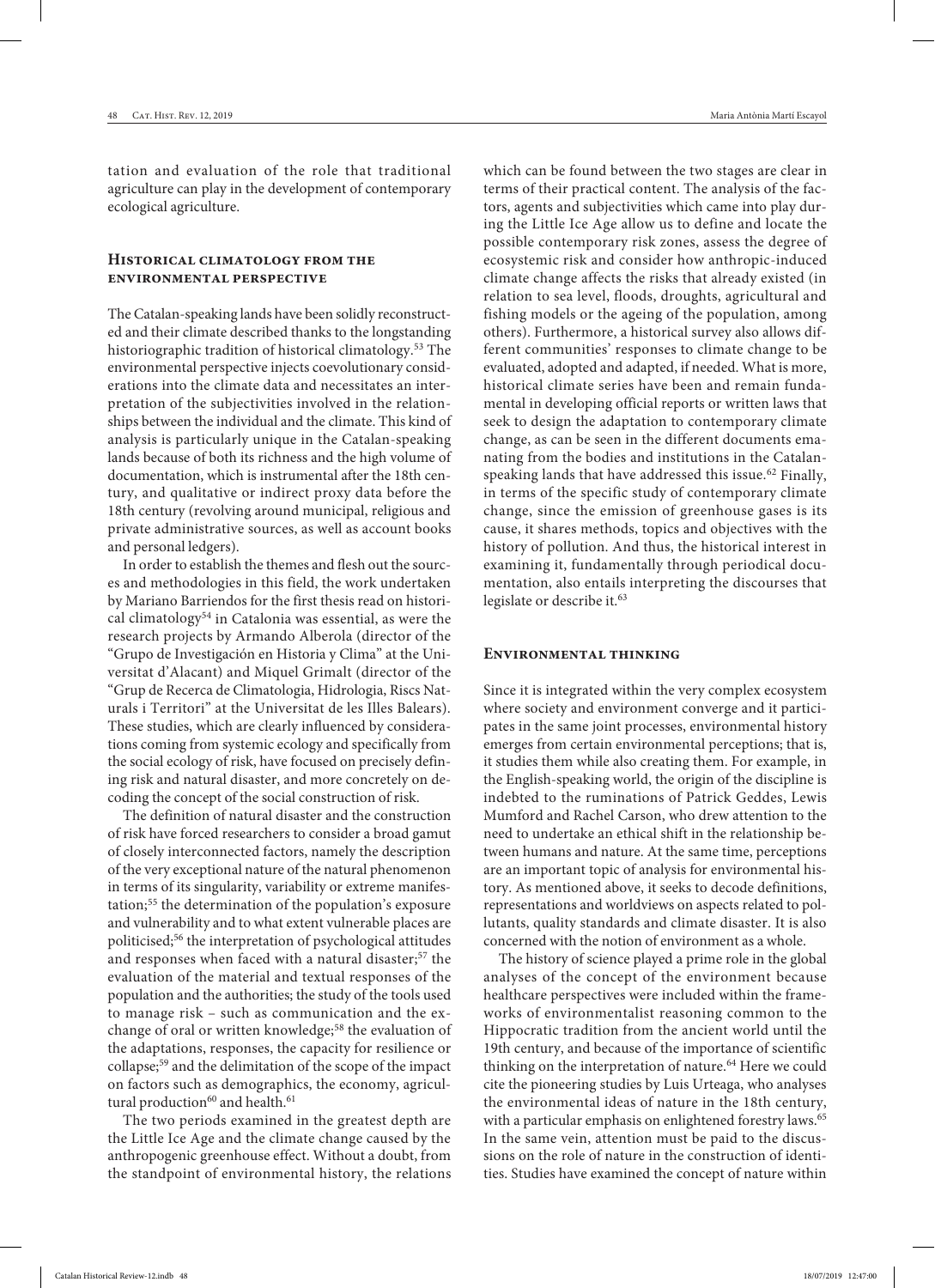tation and evaluation of the role that traditional agriculture can play in the development of contemporary ecological agriculture.

## Historical climatology from the environmental perspective

The Catalan-speaking lands have been solidly reconstructed and their climate described thanks to the longstanding historiographic tradition of historical climatology.[53] The environmental perspective injects coevolutionary considerations into the climate data and necessitates an interpretation of the subjectivities involved in the relationships between the individual and the climate. This kind of analysis is particularly unique in the Catalan-speaking lands because of both its richness and the high volume of documentation, which is instrumental after the 18th century, and qualitative or indirect proxy data before the 18th century (revolving around municipal, religious and private administrative sources, as well as account books and personal ledgers).

In order to establish the themes and flesh out the sources and methodologies in this field, the work undertaken by Mariano Barriendos for the first thesis read on historical climatology[54] in Catalonia was essential, as were the research projects by Armando Alberola (director of the "Grupo de Investigación en Historia y Clima" at the Universitat d'Alacant) and Miquel Grimalt (director of the "Grup de Recerca de Climatologia, Hidrologia, Riscs Naturals i Territori" at the Universitat de les Illes Balears). These studies, which are clearly influenced by considerations coming from systemic ecology and specifically from the social ecology of risk, have focused on precisely defining risk and natural disaster, and more concretely on decoding the concept of the social construction of risk.

The definition of natural disaster and the construction of risk have forced researchers to consider a broad gamut of closely interconnected factors, namely the description of the very exceptional nature of the natural phenomenon in terms of its singularity, variability or extreme manifestation;[55] the determination of the population's exposure and vulnerability and to what extent vulnerable places are politicised;[56] the interpretation of psychological attitudes and responses when faced with a natural disaster;[57] the evaluation of the material and textual responses of the population and the authorities; the study of the tools used to manage risk – such as communication and the exchange of oral or written knowledge;[58] the evaluation of the adaptations, responses, the capacity for resilience or collapse;[59] and the delimitation of the scope of the impact on factors such as demographics, the economy, agricultural production[60] and health.[61]

The two periods examined in the greatest depth are the Little Ice Age and the climate change caused by the anthropogenic greenhouse effect. Without a doubt, from the standpoint of environmental history, the relations which can be found between the two stages are clear in terms of their practical content. The analysis of the factors, agents and subjectivities which came into play during the Little Ice Age allow us to define and locate the possible contemporary risk zones, assess the degree of ecosystemic risk and consider how anthropic-induced climate change affects the risks that already existed (in relation to sea level, floods, droughts, agricultural and fishing models or the ageing of the population, among others). Furthermore, a historical survey also allows different communities' responses to climate change to be evaluated, adopted and adapted, if needed. What is more, historical climate series have been and remain fundamental in developing official reports or written laws that seek to design the adaptation to contemporary climate change, as can be seen in the different documents emanating from the bodies and institutions in the Catalan-speaking lands that have addressed this issue.[62] Finally, in terms of the specific study of contemporary climate change, since the emission of greenhouse gases is its cause, it shares methods, topics and objectives with the history of pollution. And thus, the historical interest in examining it, fundamentally through periodical documentation, also entails interpreting the discourses that legislate or describe it.[63]

## Environmental thinking

Since it is integrated within the very complex ecosystem where society and environment converge and it participates in the same joint processes, environmental history emerges from certain environmental perceptions; that is, it studies them while also creating them. For example, in the English-speaking world, the origin of the discipline is indebted to the ruminations of Patrick Geddes, Lewis Mumford and Rachel Carson, who drew attention to the need to undertake an ethical shift in the relationship between humans and nature. At the same time, perceptions are an important topic of analysis for environmental history. As mentioned above, it seeks to decode definitions, representations and worldviews on aspects related to pollutants, quality standards and climate disaster. It is also concerned with the notion of environment as a whole.

The history of science played a prime role in the global analyses of the concept of the environment because healthcare perspectives were included within the frameworks of environmentalist reasoning common to the Hippocratic tradition from the ancient world until the 19th century, and because of the importance of scientific thinking on the interpretation of nature.[64] Here we could cite the pioneering studies by Luis Urteaga, who analyses the environmental ideas of nature in the 18th century, with a particular emphasis on enlightened forestry laws.[65] In the same vein, attention must be paid to the discussions on the role of nature in the construction of identities. Studies have examined the concept of nature within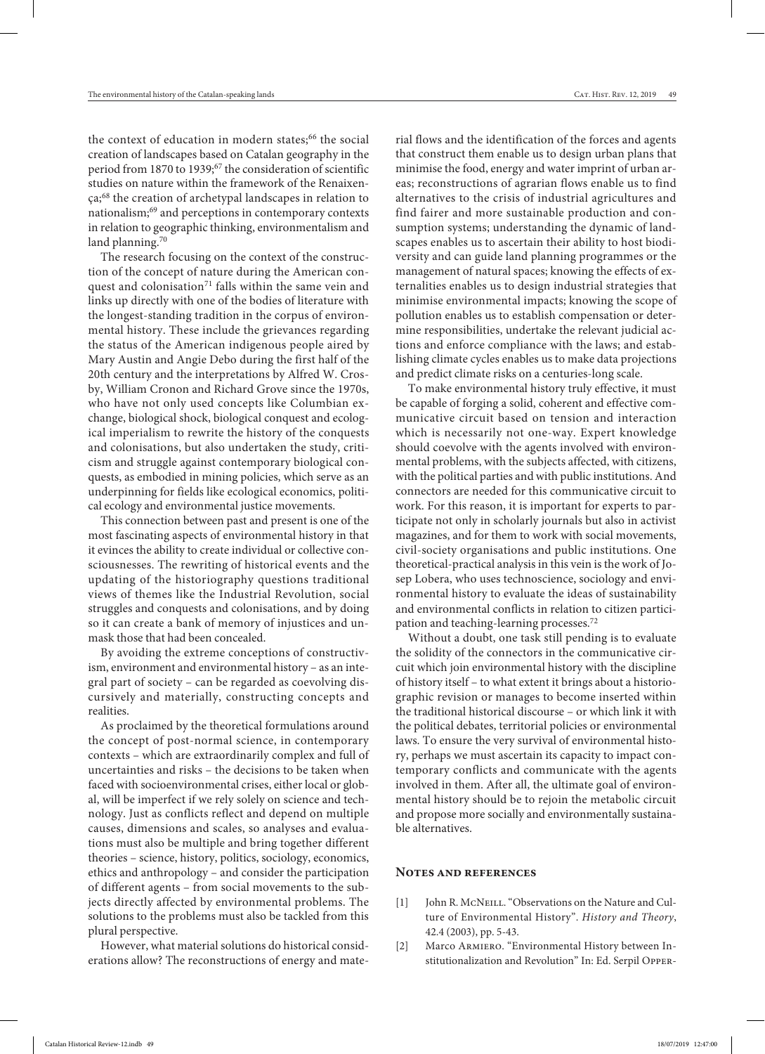the context of education in modern states;[66] the social creation of landscapes based on Catalan geography in the period from 1870 to 1939;[67] the consideration of scientific studies on nature within the framework of the Renaixença;[68] the creation of archetypal landscapes in relation to nationalism;[69] and perceptions in contemporary contexts in relation to geographic thinking, environmentalism and land planning.[70]

The research focusing on the context of the construction of the concept of nature during the American conquest and colonisation[71] falls within the same vein and links up directly with one of the bodies of literature with the longest-standing tradition in the corpus of environmental history. These include the grievances regarding the status of the American indigenous people aired by Mary Austin and Angie Debo during the first half of the 20th century and the interpretations by Alfred W. Crosby, William Cronon and Richard Grove since the 1970s, who have not only used concepts like Columbian exchange, biological shock, biological conquest and ecological imperialism to rewrite the history of the conquests and colonisations, but also undertaken the study, criticism and struggle against contemporary biological conquests, as embodied in mining policies, which serve as an underpinning for fields like ecological economics, political ecology and environmental justice movements.

This connection between past and present is one of the most fascinating aspects of environmental history in that it evinces the ability to create individual or collective consciousnesses. The rewriting of historical events and the updating of the historiography questions traditional views of themes like the Industrial Revolution, social struggles and conquests and colonisations, and by doing so it can create a bank of memory of injustices and unmask those that had been concealed.

By avoiding the extreme conceptions of constructivism, environment and environmental history – as an integral part of society – can be regarded as coevolving discursively and materially, constructing concepts and realities.

As proclaimed by the theoretical formulations around the concept of post-normal science, in contemporary contexts – which are extraordinarily complex and full of uncertainties and risks – the decisions to be taken when faced with socioenvironmental crises, either local or global, will be imperfect if we rely solely on science and technology. Just as conflicts reflect and depend on multiple causes, dimensions and scales, so analyses and evaluations must also be multiple and bring together different theories – science, history, politics, sociology, economics, ethics and anthropology – and consider the participation of different agents – from social movements to the subjects directly affected by environmental problems. The solutions to the problems must also be tackled from this plural perspective.

However, what material solutions do historical considerations allow? The reconstructions of energy and material flows and the identification of the forces and agents that construct them enable us to design urban plans that minimise the food, energy and water imprint of urban areas; reconstructions of agrarian flows enable us to find alternatives to the crisis of industrial agricultures and find fairer and more sustainable production and consumption systems; understanding the dynamic of landscapes enables us to ascertain their ability to host biodiversity and can guide land planning programmes or the management of natural spaces; knowing the effects of externalities enables us to design industrial strategies that minimise environmental impacts; knowing the scope of pollution enables us to establish compensation or determine responsibilities, undertake the relevant judicial actions and enforce compliance with the laws; and establishing climate cycles enables us to make data projections and predict climate risks on a centuries-long scale.

To make environmental history truly effective, it must be capable of forging a solid, coherent and effective communicative circuit based on tension and interaction which is necessarily not one-way. Expert knowledge should coevolve with the agents involved with environmental problems, with the subjects affected, with citizens, with the political parties and with public institutions. And connectors are needed for this communicative circuit to work. For this reason, it is important for experts to participate not only in scholarly journals but also in activist magazines, and for them to work with social movements, civil-society organisations and public institutions. One theoretical-practical analysis in this vein is the work of Josep Lobera, who uses technoscience, sociology and environmental history to evaluate the ideas of sustainability and environmental conflicts in relation to citizen participation and teaching-learning processes.[72]

Without a doubt, one task still pending is to evaluate the solidity of the connectors in the communicative circuit which join environmental history with the discipline of history itself – to what extent it brings about a historiographic revision or manages to become inserted within the traditional historical discourse – or which link it with the political debates, territorial policies or environmental laws. To ensure the very survival of environmental history, perhaps we must ascertain its capacity to impact contemporary conflicts and communicate with the agents involved in them. After all, the ultimate goal of environmental history should be to rejoin the metabolic circuit and propose more socially and environmentally sustainable alternatives.

## Notes and references

[1] John R. McNeill. "Observations on the Nature and Culture of Environmental History". *History and Theory*, 42.4 (2003), pp. 5-43.

[2] Marco Armiero. "Environmental History between Institutionalization and Revolution" In: Ed. Serpil Opper-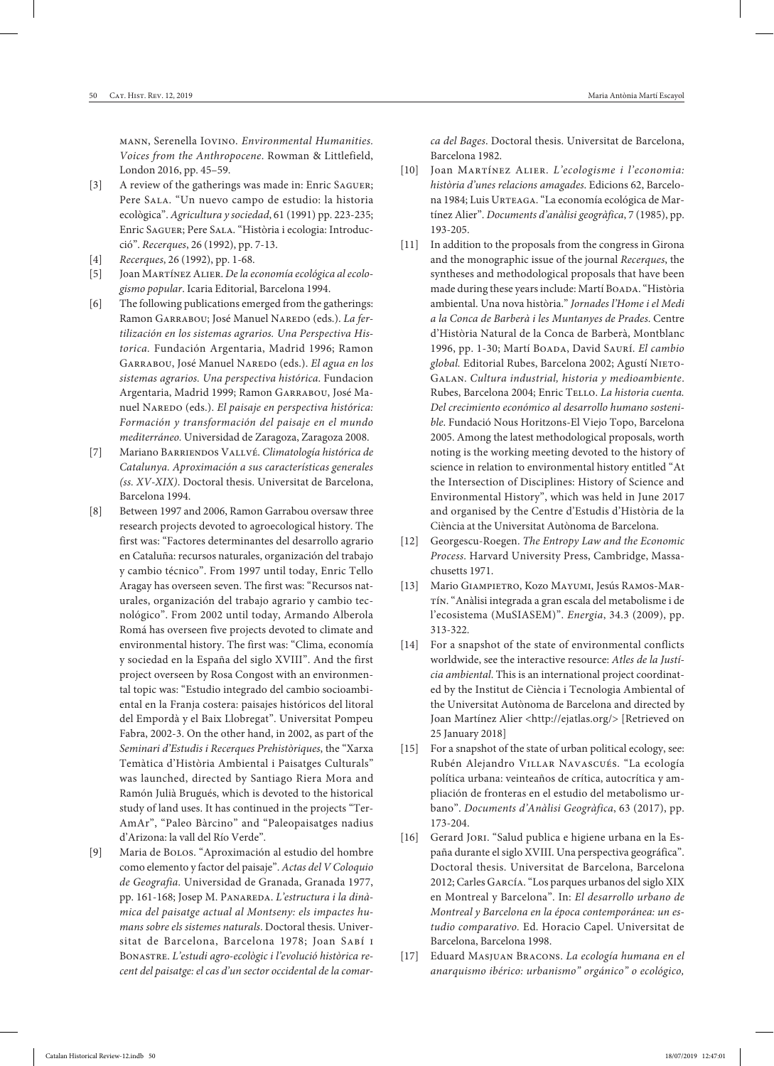mann, Serenella Iovino. *Environmental Humanities. Voices from the Anthropocene*. Rowman & Littlefield, London 2016, pp. 45–59.

[3] A review of the gatherings was made in: Enric Saguer; Pere Sala. "Un nuevo campo de estudio: la historia ecològica". *Agricultura y sociedad*, 61 (1991) pp. 223-235; Enric Saguer; Pere Sala. "Història i ecologia: Introducció". *Recerques*, 26 (1992), pp. 7-13.

[4] *Recerques*, 26 (1992), pp. 1-68.

[5] Joan Martínez Alier. *De la economía ecológica al ecologismo popular*. Icaria Editorial, Barcelona 1994.

[6] The following publications emerged from the gatherings: Ramon Garrabou; José Manuel Naredo (eds.). *La fertilización en los sistemas agrarios. Una Perspectiva Historica.* Fundación Argentaria, Madrid 1996; Ramon Garrabou, José Manuel Naredo (eds.). *El agua en los sistemas agrarios. Una perspectiva histórica*. Fundacion Argentaria, Madrid 1999; Ramon Garrabou, José Manuel Naredo (eds.). *El paisaje en perspectiva histórica: Formación y transformación del paisaje en el mundo mediterráneo.* Universidad de Zaragoza, Zaragoza 2008.

[7] Mariano Barriendos Vallvé. *Climatología histórica de Catalunya. Aproximación a sus características generales (ss. XV-XIX)*. Doctoral thesis. Universitat de Barcelona, Barcelona 1994.

[8] Between 1997 and 2006, Ramon Garrabou oversaw three research projects devoted to agroecological history. The first was: "Factores determinantes del desarrollo agrario en Cataluña: recursos naturales, organización del trabajo y cambio técnico". From 1997 until today, Enric Tello Aragay has overseen seven. The first was: "Recursos naturales, organización del trabajo agrario y cambio tecnológico". From 2002 until today, Armando Alberola Romá has overseen five projects devoted to climate and environmental history. The first was: "Clima, economía y sociedad en la España del siglo XVIII". And the first project overseen by Rosa Congost with an environmental topic was: "Estudio integrado del cambio socioambiental en la Franja costera: paisajes históricos del litoral del Empordà y el Baix Llobregat". Universitat Pompeu Fabra, 2002-3. On the other hand, in 2002, as part of the *Seminari d'Estudis i Recerques Prehistòriques*, the "Xarxa Temàtica d'Història Ambiental i Paisatges Culturals" was launched, directed by Santiago Riera Mora and Ramón Julià Brugués, which is devoted to the historical study of land uses. It has continued in the projects "TerAmAr", "Paleo Bàrcino" and "Paleopaisatges nadius d'Arizona: la vall del Río Verde".

[9] Maria de Bolos. "Aproximación al estudio del hombre como elemento y factor del paisaje". *Actas del V Coloquio de Geografia*. Universidad de Granada, Granada 1977, pp. 161-168; Josep M. Panareda. *L'estructura i la dinàmica del paisatge actual al Montseny: els impactes humans sobre els sistemes naturals*. Doctoral thesis. Universitat de Barcelona, Barcelona 1978; Joan Sabí i Bonastre. *L'estudi agro-ecològic i l'evolució històrica recent del paisatge: el cas d'un sector occidental de la comarca del Bages*. Doctoral thesis. Universitat de Barcelona, Barcelona 1982.

[10] Joan Martínez Alier. *L'ecologisme i l'economia: història d'unes relacions amagades*. Edicions 62, Barcelona 1984; Luis Urteaga. "La economía ecológica de Martínez Alier". *Documents d'anàlisi geogràfica*, 7 (1985), pp. 193-205.

[11] In addition to the proposals from the congress in Girona and the monographic issue of the journal *Recerques*, the syntheses and methodological proposals that have been made during these years include: Martí Boada. "Història ambiental. Una nova història." *Jornades l'Home i el Medi a la Conca de Barberà i les Muntanyes de Prades*. Centre d'Història Natural de la Conca de Barberà, Montblanc 1996, pp. 1-30; Martí Boada, David Saurí. *El cambio global.* Editorial Rubes, Barcelona 2002; Agustí Nieto-Galan. *Cultura industrial, historia y medioambiente*. Rubes, Barcelona 2004; Enric Tello. *La historia cuenta. Del crecimiento económico al desarrollo humano sostenible.* Fundació Nous Horitzons-El Viejo Topo, Barcelona 2005. Among the latest methodological proposals, worth noting is the working meeting devoted to the history of science in relation to environmental history entitled "At the Intersection of Disciplines: History of Science and Environmental History", which was held in June 2017 and organised by the Centre d'Estudis d'Història de la Ciència at the Universitat Autònoma de Barcelona.

[12] Georgescu-Roegen. *The Entropy Law and the Economic Process*. Harvard University Press, Cambridge, Massachusetts 1971.

[13] Mario Giampietro, Kozo Mayumi, Jesús Ramos-Martín. "Anàlisi integrada a gran escala del metabolisme i de l'ecosistema (MuSIASEM)". *Energia*, 34.3 (2009), pp. 313-322.

[14] For a snapshot of the state of environmental conflicts worldwide, see the interactive resource: *Atles de la Justícia ambiental*. This is an international project coordinated by the Institut de Ciència i Tecnologia Ambiental of the Universitat Autònoma de Barcelona and directed by Joan Martínez Alier <http://ejatlas.org/> [Retrieved on 25 January 2018]

[15] For a snapshot of the state of urban political ecology, see: Rubén Alejandro Villar Navascués. "La ecología política urbana: veinteaños de crítica, autocrítica y ampliación de fronteras en el estudio del metabolismo urbano". *Documents d'Anàlisi Geogràfica*, 63 (2017), pp. 173-204.

[16] Gerard Jori. "Salud publica e higiene urbana en la España durante el siglo XVIII. Una perspectiva geográfica". Doctoral thesis. Universitat de Barcelona, Barcelona 2012; Carles García. "Los parques urbanos del siglo XIX en Montreal y Barcelona". In: *El desarrollo urbano de Montreal y Barcelona en la época contemporánea: un estudio comparativo*. Ed. Horacio Capel. Universitat de Barcelona, Barcelona 1998.

[17] Eduard Masjuan Bracons. *La ecología humana en el anarquismo ibérico: urbanismo" orgánico" o ecológico,*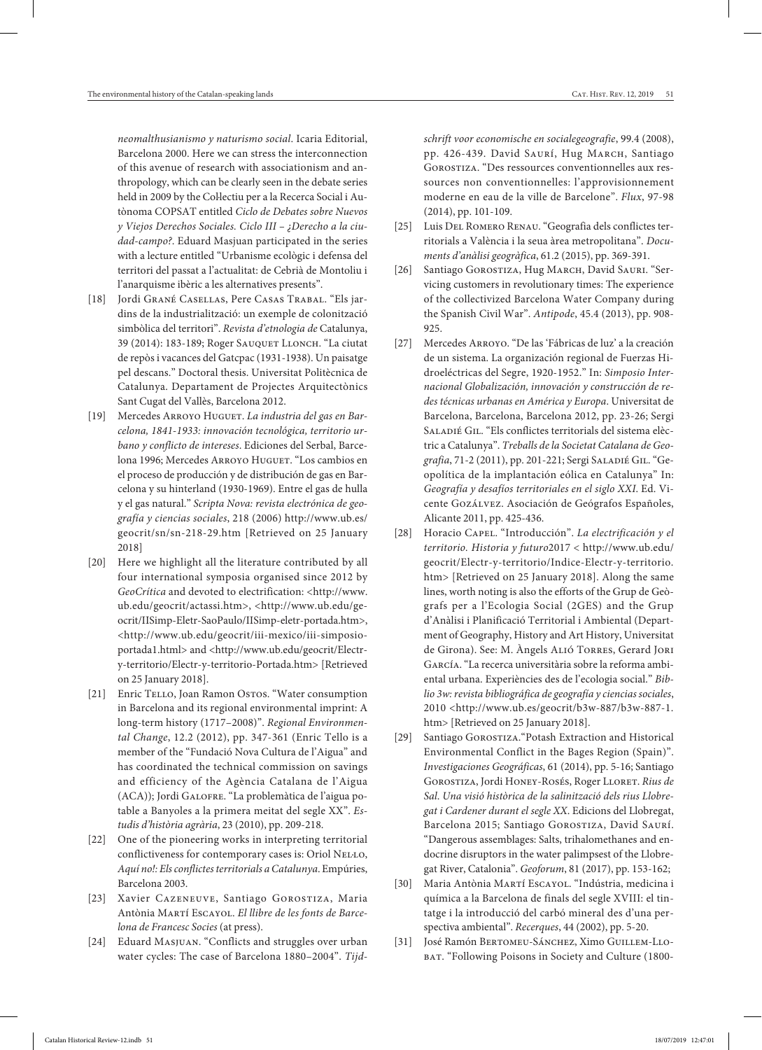*neomalthusianismo y naturismo social*. Icaria Editorial, Barcelona 2000. Here we can stress the interconnection of this avenue of research with associationism and anthropology, which can be clearly seen in the debate series held in 2009 by the Col·lectiu per a la Recerca Social i Autònoma COPSAT entitled *Ciclo de Debates sobre Nuevos y Viejos Derechos Sociales. Ciclo III – ¿Derecho a la ciudad-campo?*. Eduard Masjuan participated in the series with a lecture entitled "Urbanisme ecològic i defensa del territori del passat a l'actualitat: de Cebrià de Montoliu i l'anarquisme ibèric a les alternatives presents".

[18] Jordi Grané Casellas, Pere Casas Trabal. "Els jardins de la industrialització: un exemple de colonització simbòlica del territori". *Revista d'etnologia de* Catalunya, 39 (2014): 183-189; Roger Sauquet Llonch. "La ciutat de repòs i vacances del Gatcpac (1931-1938). Un paisatge pel descans." Doctoral thesis. Universitat Politècnica de Catalunya. Departament de Projectes Arquitectònics Sant Cugat del Vallès, Barcelona 2012.

[19] Mercedes Arroyo Huguet. *La industria del gas en Barcelona, 1841-1933: innovación tecnológica, territorio urbano y conflicto de intereses*. Ediciones del Serbal, Barcelona 1996; Mercedes Arroyo Huguet. "Los cambios en el proceso de producción y de distribución de gas en Barcelona y su hinterland (1930-1969). Entre el gas de hulla y el gas natural." *Scripta Nova: revista electrónica de geografía y ciencias sociales*, 218 (2006) http://www.ub.es/geocrit/sn/sn-218-29.htm [Retrieved on 25 January 2018]

[20] Here we highlight all the literature contributed by all four international symposia organised since 2012 by *GeoCrítica* and devoted to electrification: <http://www.ub.edu/geocrit/actassi.htm>, <http://www.ub.edu/geocrit/IISimp-Eletr-SaoPaulo/IISimp-eletr-portada.htm>, <http://www.ub.edu/geocrit/iii-mexico/iii-simposio-portada1.html> and <http://www.ub.edu/geocrit/Electr-y-territorio/Electr-y-territorio-Portada.htm> [Retrieved on 25 January 2018].

[21] Enric Tello, Joan Ramon Ostos. "Water consumption in Barcelona and its regional environmental imprint: A long-term history (1717–2008)". *Regional Environmental Change*, 12.2 (2012), pp. 347-361 (Enric Tello is a member of the "Fundació Nova Cultura de l'Aigua" and has coordinated the technical commission on savings and efficiency of the Agència Catalana de l'Aigua (ACA)); Jordi Galofre. "La problemàtica de l'aigua potable a Banyoles a la primera meitat del segle XX". *Estudis d'història agrària*, 23 (2010), pp. 209-218.

[22] One of the pioneering works in interpreting territorial conflictiveness for contemporary cases is: Oriol Nel·lo, *Aquí no!: Els conflictes territorials a Catalunya*. Empúries, Barcelona 2003.

[23] Xavier Cazeneuve, Santiago Gorostiza, Maria Antònia Martí Escayol. *El llibre de les fonts de Barcelona de Francesc Socies* (at press).

[24] Eduard Masjuan. "Conflicts and struggles over urban water cycles: The case of Barcelona 1880–2004". *Tijdschrift voor economische en socialegeografie*, 99.4 (2008), pp. 426-439. David Saurí, Hug March, Santiago Gorostiza. "Des ressources conventionnelles aux ressources non conventionnelles: l'approvisionnement moderne en eau de la ville de Barcelone". *Flux*, 97-98 (2014), pp. 101-109.

[25] Luis Del Romero Renau. "Geografia dels conflictes territorials a València i la seua àrea metropolitana". *Documents d'anàlisi geogràfica*, 61.2 (2015), pp. 369-391.

[26] Santiago Gorostiza, Hug March, David Sauri. "Servicing customers in revolutionary times: The experience of the collectivized Barcelona Water Company during the Spanish Civil War". *Antipode*, 45.4 (2013), pp. 908-925.

[27] Mercedes Arroyo. "De las 'Fábricas de luz' a la creación de un sistema. La organización regional de Fuerzas Hidroeléctricas del Segre, 1920-1952." In: *Simposio Internacional Globalización, innovación y construcción de redes técnicas urbanas en América y Europa*. Universitat de Barcelona, Barcelona, Barcelona 2012, pp. 23-26; Sergi Saladié Gil. "Els conflictes territorials del sistema elèctric a Catalunya". *Treballs de la Societat Catalana de Geografia*, 71-2 (2011), pp. 201-221; Sergi Saladié Gil. "Geopolítica de la implantación eólica en Catalunya" In: *Geografía y desafíos territoriales en el siglo XXI*. Ed. Vicente Gozálvez. Asociación de Geógrafos Españoles, Alicante 2011, pp. 425-436.

[28] Horacio Capel. "Introducción". *La electrificación y el territorio. Historia y futuro*2017 < http://www.ub.edu/geocrit/Electr-y-territorio/Indice-Electr-y-territorio.htm> [Retrieved on 25 January 2018]. Along the same lines, worth noting is also the efforts of the Grup de Geògrafs per a l'Ecologia Social (2GES) and the Grup d'Anàlisi i Planificació Territorial i Ambiental (Department of Geography, History and Art History, Universitat de Girona). See: M. Àngels Alió Torres, Gerard Jori García. "La recerca universitària sobre la reforma ambiental urbana. Experiències des de l'ecologia social." *Biblio 3w: revista bibliográfica de geografía y ciencias sociales*, 2010 <http://www.ub.es/geocrit/b3w-887/b3w-887-1.htm> [Retrieved on 25 January 2018].

[29] Santiago Gorostiza."Potash Extraction and Historical Environmental Conflict in the Bages Region (Spain)". *Investigaciones Geográficas*, 61 (2014), pp. 5-16; Santiago Gorostiza, Jordi Honey-Rosés, Roger Lloret. *Rius de Sal. Una visió històrica de la salinització dels rius Llobregat i Cardener durant el segle XX*. Edicions del Llobregat, Barcelona 2015; Santiago Gorostiza, David Saurí. "Dangerous assemblages: Salts, trihalomethanes and endocrine disruptors in the water palimpsest of the Llobregat River, Catalonia". *Geoforum*, 81 (2017), pp. 153-162;

[30] Maria Antònia Martí Escayol. "Indústria, medicina i química a la Barcelona de finals del segle XVIII: el tintatge i la introducció del carbó mineral des d'una perspectiva ambiental". *Recerques*, 44 (2002), pp. 5-20.

[31] José Ramón Bertomeu-Sánchez, Ximo Guillem-Llobat. "Following Poisons in Society and Culture (1800-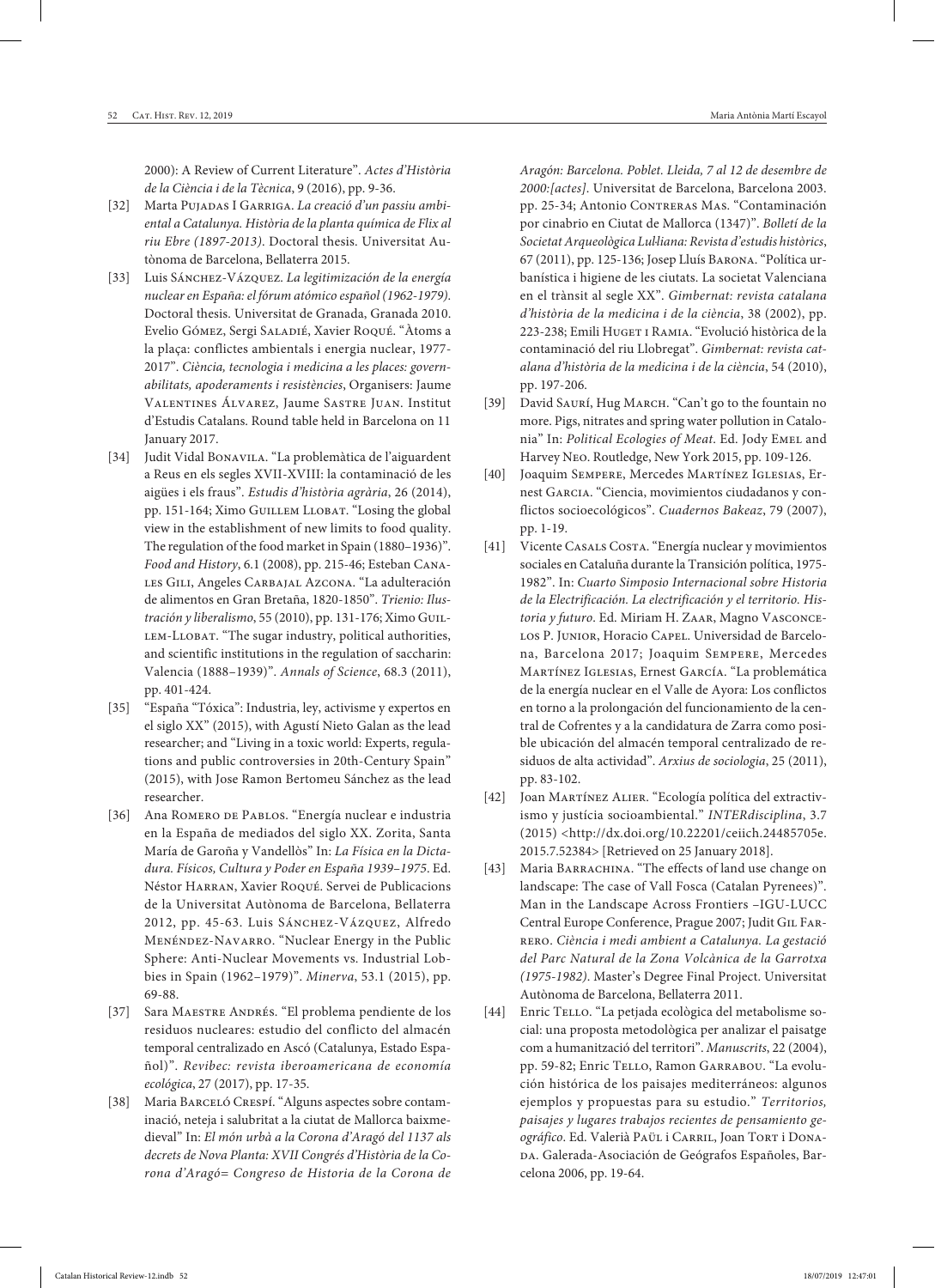2000): A Review of Current Literature". *Actes d'Història de la Ciència i de la Tècnica*, 9 (2016), pp. 9-36.

[32] Marta Pujadas i Garriga. *La creació d'un passiu ambiental a Catalunya. Història de la planta química de Flix al riu Ebre (1897-2013)*. Doctoral thesis. Universitat Autònoma de Barcelona, Bellaterra 2015.

[33] Luis Sánchez-Vázquez. *La legitimización de la energía nuclear en España: el fórum atómico español (1962-1979)*. Doctoral thesis. Universitat de Granada, Granada 2010. Evelio Gómez, Sergi Saladié, Xavier Roqué. "Àtoms a la plaça: conflictes ambientals i energia nuclear, 1977-2017". *Ciència, tecnologia i medicina a les places: governabilitats, apoderaments i resistències*, Organisers: Jaume Valentines Álvarez, Jaume Sastre Juan. Institut d'Estudis Catalans. Round table held in Barcelona on 11 January 2017.

[34] Judit Vidal Bonavila. "La problemàtica de l'aiguardent a Reus en els segles XVII-XVIII: la contaminació de les aigües i els fraus". *Estudis d'història agrària*, 26 (2014), pp. 151-164; Ximo Guillem Llobat. "Losing the global view in the establishment of new limits to food quality. The regulation of the food market in Spain (1880–1936)". *Food and History*, 6.1 (2008), pp. 215-46; Esteban Canales Gili, Angeles Carbajal Azcona. "La adulteración de alimentos en Gran Bretaña, 1820-1850". *Trienio: Ilustración y liberalismo*, 55 (2010), pp. 131-176; Ximo Guillem-Llobat. "The sugar industry, political authorities, and scientific institutions in the regulation of saccharin: Valencia (1888–1939)". *Annals of Science*, 68.3 (2011), pp. 401-424.

[35] "España "Tóxica": Industria, ley, activisme y expertos en el siglo XX" (2015), with Agustí Nieto Galan as the lead researcher; and "Living in a toxic world: Experts, regulations and public controversies in 20th-Century Spain" (2015), with Jose Ramon Bertomeu Sánchez as the lead researcher.

[36] Ana Romero de Pablos. "Energía nuclear e industria en la España de mediados del siglo XX. Zorita, Santa María de Garoña y Vandellòs" In: *La Física en la Dictadura. Físicos, Cultura y Poder en España 1939–1975*. Ed. Néstor Harran, Xavier Roqué. Servei de Publicacions de la Universitat Autònoma de Barcelona, Bellaterra 2012, pp. 45-63. Luis Sánchez-Vázquez, Alfredo Menéndez-Navarro. "Nuclear Energy in the Public Sphere: Anti-Nuclear Movements vs. Industrial Lobbies in Spain (1962–1979)". *Minerva*, 53.1 (2015), pp. 69-88.

[37] Sara Maestre Andrés. "El problema pendiente de los residuos nucleares: estudio del conflicto del almacén temporal centralizado en Ascó (Catalunya, Estado Español)". *Revibec: revista iberoamericana de economía ecológica*, 27 (2017), pp. 17-35.

[38] Maria Barceló Crespí. "Alguns aspectes sobre contaminació, neteja i salubritat a la ciutat de Mallorca baixmedieval" In: *El món urbà a la Corona d'Aragó del 1137 als decrets de Nova Planta: XVII Congrés d'Història de la Corona d'Aragó= Congreso de Historia de la Corona de Aragón: Barcelona. Poblet. Lleida, 7 al 12 de desembre de 2000:[actes]*. Universitat de Barcelona, Barcelona 2003. pp. 25-34; Antonio Contreras Mas. "Contaminación por cinabrio en Ciutat de Mallorca (1347)". *Bolletí de la Societat Arqueològica Lul·liana: Revista d'estudis històrics*, 67 (2011), pp. 125-136; Josep Lluís Barona. "Política urbanística i higiene de les ciutats. La societat Valenciana en el trànsit al segle XX". *Gimbernat: revista catalana d'història de la medicina i de la ciència*, 38 (2002), pp. 223-238; Emili Huget i Ramia. "Evolució històrica de la contaminació del riu Llobregat". *Gimbernat: revista catalana d'història de la medicina i de la ciència*, 54 (2010), pp. 197-206.

[39] David Saurí, Hug March. "Can't go to the fountain no more. Pigs, nitrates and spring water pollution in Catalonia" In: *Political Ecologies of Meat*. Ed. Jody Emel and Harvey Neo. Routledge, New York 2015, pp. 109-126.

[40] Joaquim Sempere, Mercedes Martínez Iglesias, Ernest Garcia. "Ciencia, movimientos ciudadanos y conflictos socioecológicos". *Cuadernos Bakeaz*, 79 (2007), pp. 1-19.

[41] Vicente Casals Costa. "Energía nuclear y movimientos sociales en Cataluña durante la Transición política, 1975-1982". In: *Cuarto Simposio Internacional sobre Historia de la Electrificación. La electrificación y el territorio. Historia y futuro*. Ed. Miriam H. Zaar, Magno Vasconcelos P. Junior, Horacio Capel. Universidad de Barcelona, Barcelona 2017; Joaquim Sempere, Mercedes Martínez Iglesias, Ernest García. "La problemática de la energía nuclear en el Valle de Ayora: Los conflictos en torno a la prolongación del funcionamiento de la central de Cofrentes y a la candidatura de Zarra como posible ubicación del almacén temporal centralizado de residuos de alta actividad". *Arxius de sociologia*, 25 (2011), pp. 83-102.

[42] Joan Martínez Alier. "Ecología política del extractivismo y justícia socioambiental." *INTERdisciplina*, 3.7 (2015) <http://dx.doi.org/10.22201/ceiich.24485705e.2015.7.52384> [Retrieved on 25 January 2018].

[43] Maria Barrachina. "The effects of land use change on landscape: The case of Vall Fosca (Catalan Pyrenees)". Man in the Landscape Across Frontiers –IGU-LUCC Central Europe Conference, Prague 2007; Judit Gil Farrero. *Ciència i medi ambient a Catalunya. La gestació del Parc Natural de la Zona Volcànica de la Garrotxa (1975-1982)*. Master's Degree Final Project. Universitat Autònoma de Barcelona, Bellaterra 2011.

[44] Enric Tello. "La petjada ecològica del metabolisme social: una proposta metodològica per analizar el paisatge com a humanització del territori". *Manuscrits*, 22 (2004), pp. 59-82; Enric Tello, Ramon Garrabou. "La evolución histórica de los paisajes mediterráneos: algunos ejemplos y propuestas para su estudio." *Territorios, paisajes y lugares trabajos recientes de pensamiento geográfico*. Ed. Valerià Paül i Carril, Joan Tort i Donada. Galerada-Asociación de Geógrafos Españoles, Barcelona 2006, pp. 19-64.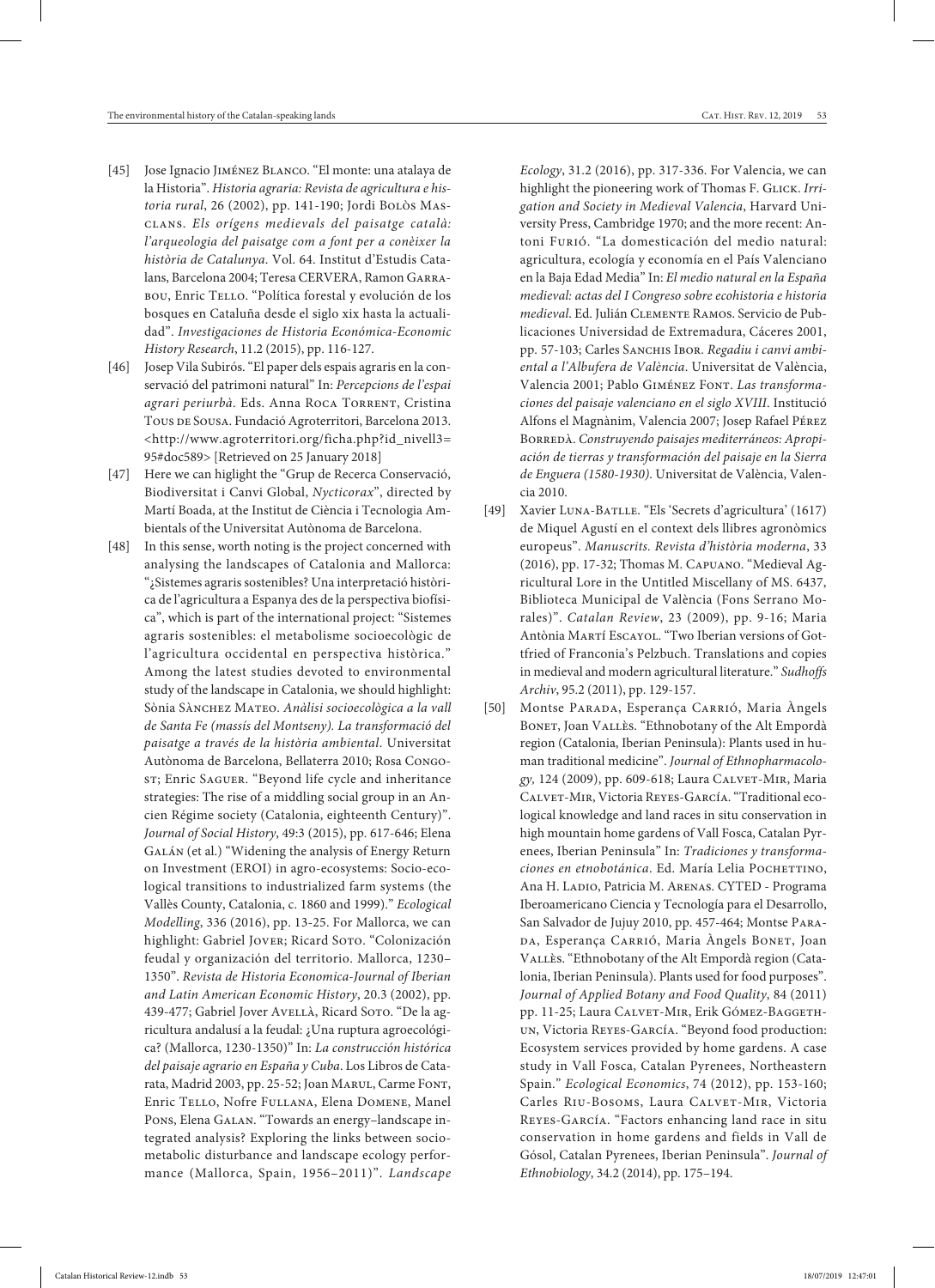[45] Jose Ignacio Jiménez Blanco. "El monte: una atalaya de la Historia". *Historia agraria: Revista de agricultura e historia rural*, 26 (2002), pp. 141-190; Jordi Bolòs Masclans. *Els orígens medievals del paisatge català: l'arqueologia del paisatge com a font per a conèixer la història de Catalunya*. Vol. 64. Institut d'Estudis Catalans, Barcelona 2004; Teresa CERVERA, Ramon Garrabou, Enric Tello. "Política forestal y evolución de los bosques en Cataluña desde el siglo xix hasta la actualidad". *Investigaciones de Historia Económica-Economic History Research*, 11.2 (2015), pp. 116-127.

[46] Josep Vila Subirós. "El paper dels espais agraris en la conservació del patrimoni natural" In: *Percepcions de l'espai agrari periurbà*. Eds. Anna Roca Torrent, Cristina Tous de Sousa. Fundació Agroterritori, Barcelona 2013. <http://www.agroterritori.org/ficha.php?id_nivell3=95#doc589> [Retrieved on 25 January 2018]

[47] Here we can higlight the "Grup de Recerca Conservació, Biodiversitat i Canvi Global, *Nycticorax*", directed by Martí Boada, at the Institut de Ciència i Tecnologia Ambientals of the Universitat Autònoma de Barcelona.

[48] In this sense, worth noting is the project concerned with analysing the landscapes of Catalonia and Mallorca: "¿Sistemes agraris sostenibles? Una interpretació històrica de l'agricultura a Espanya des de la perspectiva biofísica", which is part of the international project: "Sistemes agraris sostenibles: el metabolisme socioecològic de l'agricultura occidental en perspectiva històrica." Among the latest studies devoted to environmental study of the landscape in Catalonia, we should highlight: Sònia Sànchez Mateo. *Anàlisi socioecològica a la vall de Santa Fe (massís del Montseny). La transformació del paisatge a través de la història ambiental*. Universitat Autònoma de Barcelona, Bellaterra 2010; Rosa Congost; Enric Saguer. "Beyond life cycle and inheritance strategies: The rise of a middling social group in an Ancien Régime society (Catalonia, eighteenth Century)". *Journal of Social History*, 49:3 (2015), pp. 617-646; Elena Galán (et al.) "Widening the analysis of Energy Return on Investment (EROI) in agro-ecosystems: Socio-ecological transitions to industrialized farm systems (the Vallès County, Catalonia, c. 1860 and 1999)." *Ecological Modelling*, 336 (2016), pp. 13-25. For Mallorca, we can highlight: Gabriel Jover; Ricard Soto. "Colonización feudal y organización del territorio. Mallorca, 1230–1350". *Revista de Historia Economica-Journal of Iberian and Latin American Economic History*, 20.3 (2002), pp. 439-477; Gabriel Jover Avellà, Ricard Soto. "De la agricultura andalusí a la feudal: ¿Una ruptura agroecológica? (Mallorca, 1230-1350)" In: *La construcción histórica del paisaje agrario en España y Cuba*. Los Libros de Catarata, Madrid 2003, pp. 25-52; Joan Marul, Carme Font, Enric Tello, Nofre Fullana, Elena Domene, Manel Pons, Elena Galan. "Towards an energy–landscape integrated analysis? Exploring the links between sociometabolic disturbance and landscape ecology performance (Mallorca, Spain, 1956–2011)". *Landscape Ecology*, 31.2 (2016), pp. 317-336. For Valencia, we can highlight the pioneering work of Thomas F. Glick. *Irrigation and Society in Medieval Valencia*, Harvard University Press, Cambridge 1970; and the more recent: Antoni Furió. "La domesticación del medio natural: agricultura, ecología y economía en el País Valenciano en la Baja Edad Media" In: *El medio natural en la España medieval: actas del I Congreso sobre ecohistoria e historia medieval*. Ed. Julián Clemente Ramos. Servicio de Publicaciones Universidad de Extremadura, Cáceres 2001, pp. 57-103; Carles Sanchis Ibor. *Regadiu i canvi ambiental a l'Albufera de València*. Universitat de València, Valencia 2001; Pablo Giménez Font. *Las transformaciones del paisaje valenciano en el siglo XVIII*. Institució Alfons el Magnànim, Valencia 2007; Josep Rafael Pérez Borredà. *Construyendo paisajes mediterráneos: Apropiación de tierras y transformación del paisaje en la Sierra de Enguera (1580-1930)*. Universitat de València, Valencia 2010.

[49] Xavier Luna-Batlle. "Els 'Secrets d'agricultura' (1617) de Miquel Agustí en el context dels llibres agronòmics europeus". *Manuscrits. Revista d'història moderna*, 33 (2016), pp. 17-32; Thomas M. Capuano. "Medieval Agricultural Lore in the Untitled Miscellany of MS. 6437, Biblioteca Municipal de València (Fons Serrano Morales)". *Catalan Review*, 23 (2009), pp. 9-16; Maria Antònia Martí Escayol. "Two Iberian versions of Gottfried of Franconia's Pelzbuch. Translations and copies in medieval and modern agricultural literature." *Sudhoffs Archiv*, 95.2 (2011), pp. 129-157.

[50] Montse Parada, Esperança Carrió, Maria Àngels Bonet, Joan Vallès. "Ethnobotany of the Alt Empordà region (Catalonia, Iberian Peninsula): Plants used in human traditional medicine". *Journal of Ethnopharmacology,* 124 (2009), pp. 609-618; Laura Calvet-Mir, Maria Calvet-Mir, Victoria Reyes-García. "Traditional ecological knowledge and land races in situ conservation in high mountain home gardens of Vall Fosca, Catalan Pyrenees, Iberian Peninsula" In: *Tradiciones y transformaciones en etnobotánica*. Ed. María Lelia Pochettino, Ana H. Ladio, Patricia M. Arenas. CYTED - Programa Iberoamericano Ciencia y Tecnología para el Desarrollo, San Salvador de Jujuy 2010, pp. 457-464; Montse Parada, Esperança Carrió, Maria Àngels Bonet, Joan Vallès. "Ethnobotany of the Alt Empordà region (Catalonia, Iberian Peninsula). Plants used for food purposes". *Journal of Applied Botany and Food Quality*, 84 (2011) pp. 11-25; Laura Calvet-Mir, Erik Gómez-Baggethun, Victoria Reyes-García. "Beyond food production: Ecosystem services provided by home gardens. A case study in Vall Fosca, Catalan Pyrenees, Northeastern Spain." *Ecological Economics*, 74 (2012), pp. 153-160; Carles Riu-Bosoms, Laura Calvet-Mir, Victoria Reyes-García. "Factors enhancing land race in situ conservation in home gardens and fields in Vall de Gósol, Catalan Pyrenees, Iberian Peninsula". *Journal of Ethnobiology*, 34.2 (2014), pp. 175–194.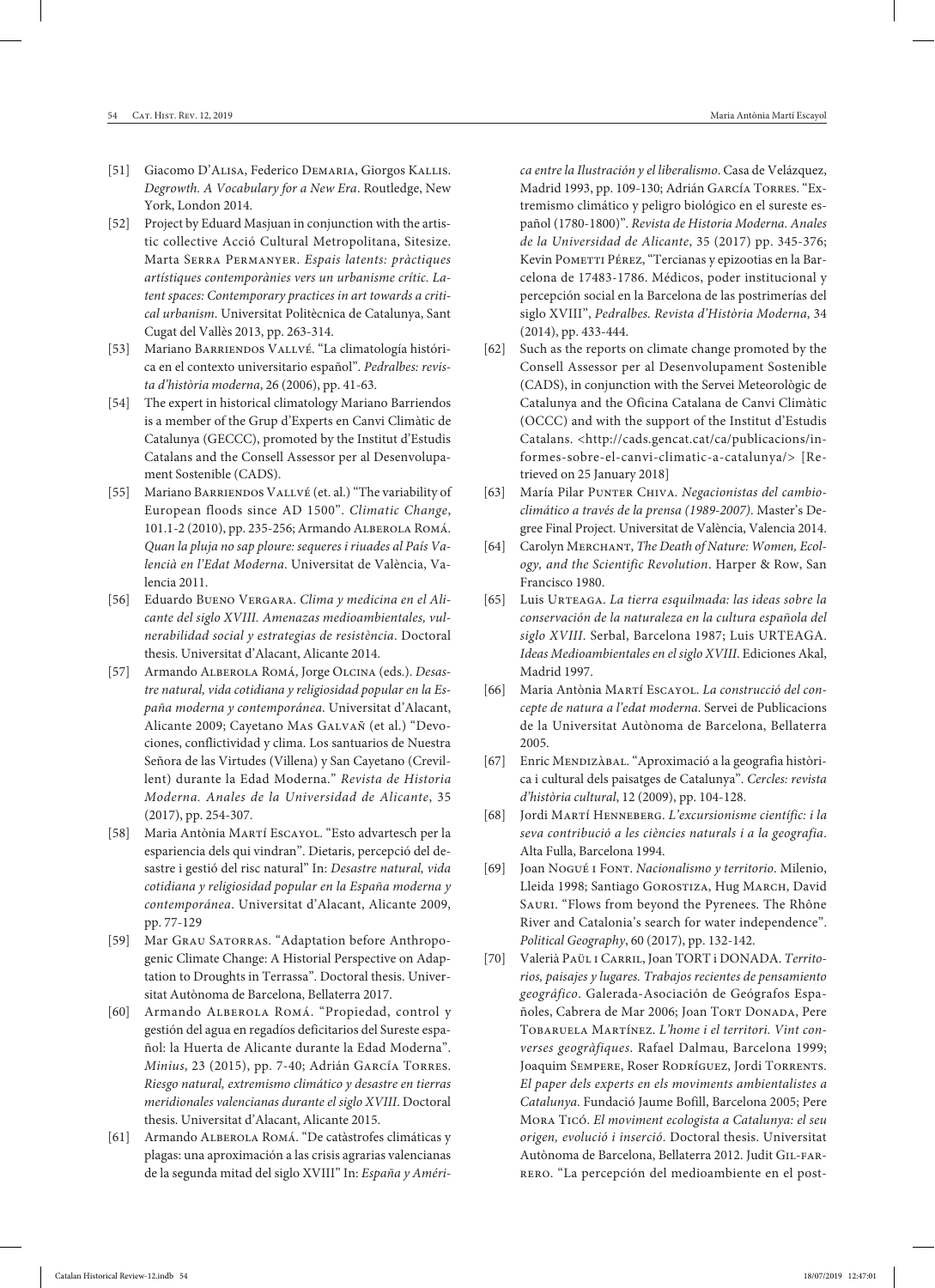[51] Giacomo D'Alisa, Federico Demaria, Giorgos Kallis. *Degrowth. A Vocabulary for a New Era*. Routledge, New York, London 2014.

[52] Project by Eduard Masjuan in conjunction with the artistic collective Acció Cultural Metropolitana, Sitesize. Marta Serra Permanyer. *Espais latents: pràctiques artístiques contemporànies vers un urbanisme crític. Latent spaces: Contemporary practices in art towards a critical urbanism*. Universitat Politècnica de Catalunya, Sant Cugat del Vallès 2013, pp. 263-314.

[53] Mariano Barriendos Vallvé. "La climatología histórica en el contexto universitario español". *Pedralbes: revista d'història moderna*, 26 (2006), pp. 41-63.

[54] The expert in historical climatology Mariano Barriendos is a member of the Grup d'Experts en Canvi Climàtic de Catalunya (GECCC), promoted by the Institut d'Estudis Catalans and the Consell Assessor per al Desenvolupament Sostenible (CADS).

[55] Mariano Barriendos Vallvé (et. al.) "The variability of European floods since AD 1500". *Climatic Change*, 101.1-2 (2010), pp. 235-256; Armando Alberola Romá. *Quan la pluja no sap ploure: sequeres i riuades al País Valencià en l'Edat Moderna*. Universitat de València, Valencia 2011.

[56] Eduardo Bueno Vergara. *Clima y medicina en el Alicante del siglo XVIII. Amenazas medioambientales, vulnerabilidad social y estrategias de resistència*. Doctoral thesis. Universitat d'Alacant, Alicante 2014.

[57] Armando Alberola Romá, Jorge Olcina (eds.). *Desastre natural, vida cotidiana y religiosidad popular en la España moderna y contemporánea*. Universitat d'Alacant, Alicante 2009; Cayetano Mas Galvañ (et al.) "Devociones, conflictividad y clima. Los santuarios de Nuestra Señora de las Virtudes (Villena) y San Cayetano (Crevillent) durante la Edad Moderna." *Revista de Historia Moderna. Anales de la Universidad de Alicante*, 35 (2017), pp. 254-307.

[58] Maria Antònia Martí Escayol. "Esto advartesch per la espariencia dels qui vindran". Dietaris, percepció del desastre i gestió del risc natural" In: *Desastre natural, vida cotidiana y religiosidad popular en la España moderna y contemporánea*. Universitat d'Alacant, Alicante 2009, pp. 77-129

[59] Mar Grau Satorras. "Adaptation before Anthropogenic Climate Change: A Historial Perspective on Adaptation to Droughts in Terrassa". Doctoral thesis. Universitat Autònoma de Barcelona, Bellaterra 2017.

[60] Armando Alberola Romá. "Propiedad, control y gestión del agua en regadíos deficitarios del Sureste español: la Huerta de Alicante durante la Edad Moderna". *Minius*, 23 (2015), pp. 7-40; Adrián García Torres. *Riesgo natural, extremismo climático y desastre en tierras meridionales valencianas durante el siglo XVIII*. Doctoral thesis. Universitat d'Alacant, Alicante 2015.

[61] Armando Alberola Romá. "De catàstrofes climáticas y plagas: una aproximación a las crisis agrarias valencianas de la segunda mitad del siglo XVIII" In: *España y América entre la Ilustración y el liberalismo*. Casa de Velázquez, Madrid 1993, pp. 109-130; Adrián García Torres. "Extremismo climático y peligro biológico en el sureste español (1780-1800)". *Revista de Historia Moderna. Anales de la Universidad de Alicante*, 35 (2017) pp. 345-376; Kevin Pometti Pérez, "Tercianas y epizootias en la Barcelona de 17483-1786. Médicos, poder institucional y percepción social en la Barcelona de las postrimerías del siglo XVIII", *Pedralbes. Revista d'Història Moderna*, 34 (2014), pp. 433-444.

[62] Such as the reports on climate change promoted by the Consell Assessor per al Desenvolupament Sostenible (CADS), in conjunction with the Servei Meteorològic de Catalunya and the Oficina Catalana de Canvi Climàtic (OCCC) and with the support of the Institut d'Estudis Catalans. <http://cads.gencat.cat/ca/publicacions/informes-sobre-el-canvi-climatic-a-catalunya/> [Retrieved on 25 January 2018]

[63] María Pilar Punter Chiva. *Negacionistas del cambioclimático a través de la prensa (1989-2007)*. Master's Degree Final Project. Universitat de València, Valencia 2014.

[64] Carolyn Merchant, *The Death of Nature: Women, Ecology, and the Scientific Revolution*. Harper & Row, San Francisco 1980.

[65] Luis Urteaga. *La tierra esquilmada: las ideas sobre la conservación de la naturaleza en la cultura española del siglo XVIII*. Serbal, Barcelona 1987; Luis URTEAGA. *Ideas Medioambientales en el siglo XVIII*. Ediciones Akal, Madrid 1997.

[66] Maria Antònia Martí Escayol. *La construcció del concepte de natura a l'edat moderna*. Servei de Publicacions de la Universitat Autònoma de Barcelona, Bellaterra 2005.

[67] Enric Mendizàbal. "Aproximació a la geografia històrica i cultural dels paisatges de Catalunya". *Cercles: revista d'història cultural*, 12 (2009), pp. 104-128.

[68] Jordi Martí Henneberg. *L'excursionisme científic: i la seva contribució a les ciències naturals i a la geografia*. Alta Fulla, Barcelona 1994.

[69] Joan Nogué i Font. *Nacionalismo y territorio*. Milenio, Lleida 1998; Santiago Gorostiza, Hug March, David Sauri. "Flows from beyond the Pyrenees. The Rhône River and Catalonia's search for water independence". *Political Geography*, 60 (2017), pp. 132-142.

[70] Valerià Paül i Carril, Joan TORT i DONADA. *Territorios, paisajes y lugares. Trabajos recientes de pensamiento geográfico*. Galerada-Asociación de Geógrafos Españoles, Cabrera de Mar 2006; Joan Tort Donada, Pere Tobaruela Martínez. *L'home i el territori. Vint converses geogràfiques*. Rafael Dalmau, Barcelona 1999; Joaquim Sempere, Roser Rodríguez, Jordi Torrents. *El paper dels experts en els moviments ambientalistes a Catalunya*. Fundació Jaume Bofill, Barcelona 2005; Pere Mora Ticó. *El moviment ecologista a Catalunya: el seu origen, evolució i inserció*. Doctoral thesis. Universitat Autònoma de Barcelona, Bellaterra 2012. Judit Gil-farrero. "La percepción del medioambiente en el post-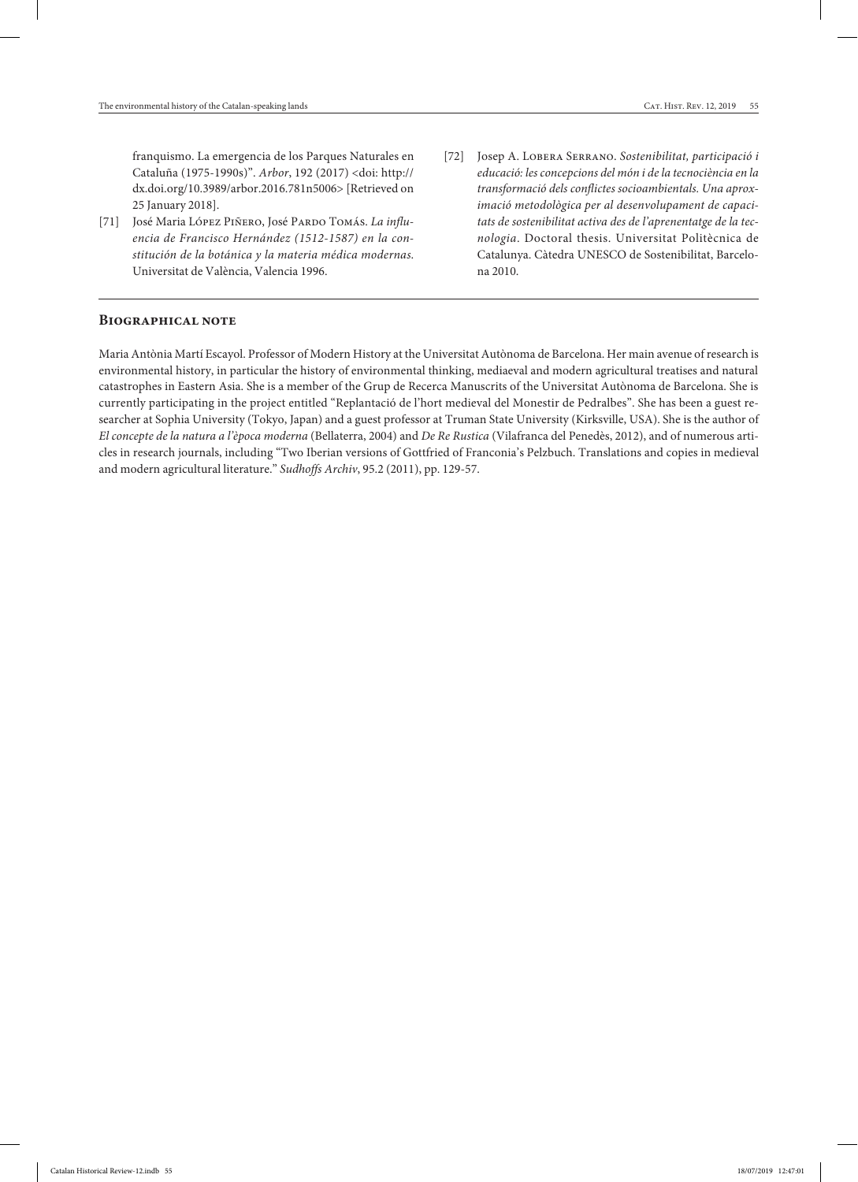franquismo. La emergencia de los Parques Naturales en Cataluña (1975-1990s)". *Arbor*, 192 (2017) <doi: http://dx.doi.org/10.3989/arbor.2016.781n5006> [Retrieved on 25 January 2018].

[71] José Maria López Piñero, José Pardo Tomás. *La influencia de Francisco Hernández (1512-1587) en la constitución de la botánica y la materia médica modernas*. Universitat de València, Valencia 1996.

[72] Josep A. Lobera Serrano. *Sostenibilitat, participació i educació: les concepcions del món i de la tecnociència en la transformació dels conflictes socioambientals. Una aproximació metodològica per al desenvolupament de capacitats de sostenibilitat activa des de l'aprenentatge de la tecnologia*. Doctoral thesis. Universitat Politècnica de Catalunya. Càtedra UNESCO de Sostenibilitat, Barcelona 2010.

## Biographical note

Maria Antònia Martí Escayol. Professor of Modern History at the Universitat Autònoma de Barcelona. Her main avenue of research is environmental history, in particular the history of environmental thinking, mediaeval and modern agricultural treatises and natural catastrophes in Eastern Asia. She is a member of the Grup de Recerca Manuscrits of the Universitat Autònoma de Barcelona. She is currently participating in the project entitled "Replantació de l'hort medieval del Monestir de Pedralbes". She has been a guest researcher at Sophia University (Tokyo, Japan) and a guest professor at Truman State University (Kirksville, USA). She is the author of *El concepte de la natura a l'època moderna* (Bellaterra, 2004) and *De Re Rustica* (Vilafranca del Penedès, 2012), and of numerous articles in research journals, including "Two Iberian versions of Gottfried of Franconia's Pelzbuch. Translations and copies in medieval and modern agricultural literature." *Sudhoffs Archiv*, 95.2 (2011), pp. 129-57.